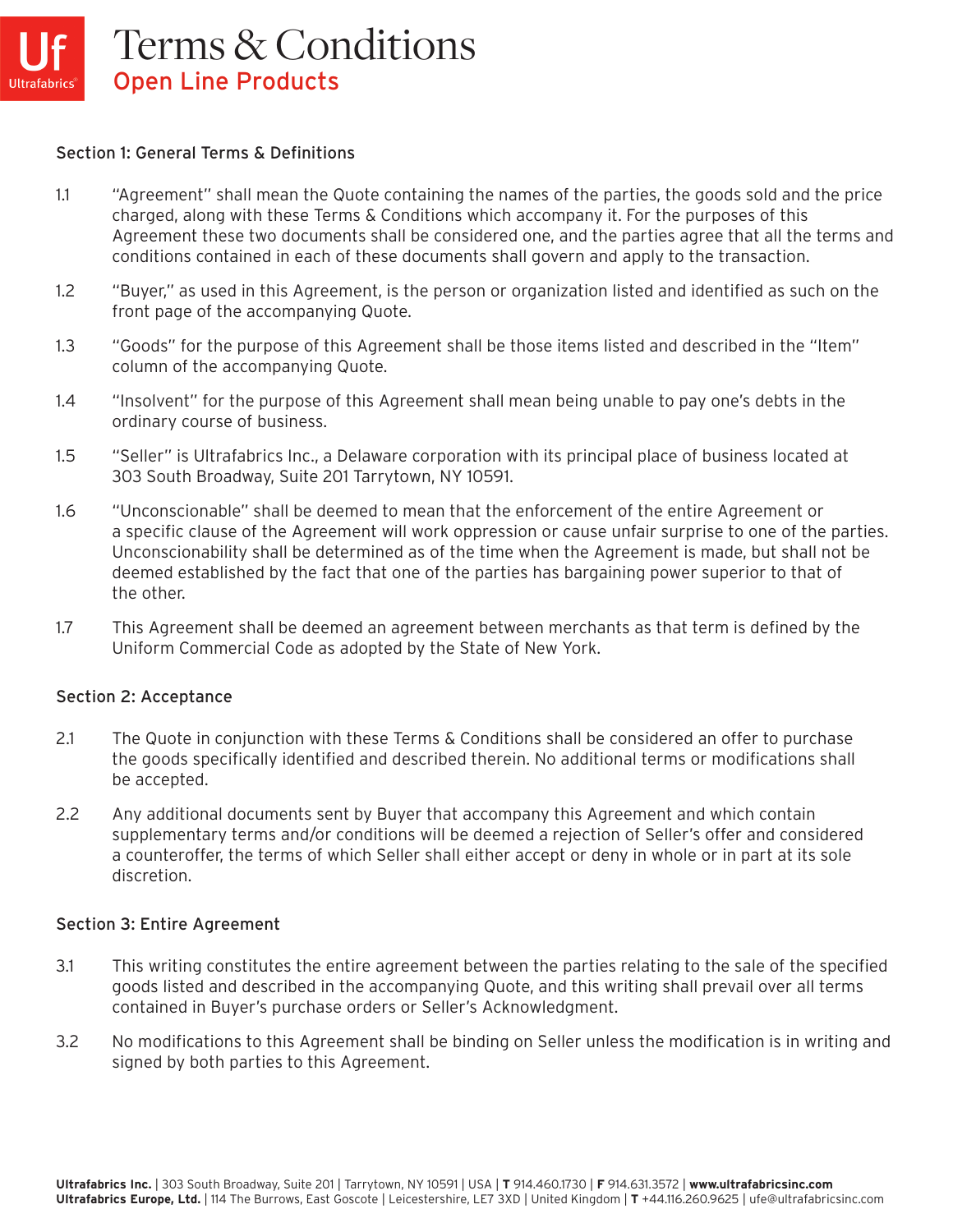# Terms & Conditions

## Open Line Products

### Section 1: General Terms & Definitions

1.1 "Agreement" shall mean the Quote containing the names of the parties, the goods sold and the price charged, along with these Terms & Conditions which accompany it. For the purposes of this Agreement these two documents shall be considered one, and the parties agree that all the terms and conditions contained in each of these documents shall govern and apply to the transaction.

1.2 "Buyer," as used in this Agreement, is the person or organization listed and identified as such on the front page of the accompanying Quote.

1.3 "Goods" for the purpose of this Agreement shall be those items listed and described in the "Item" column of the accompanying Quote.

1.4 "Insolvent" for the purpose of this Agreement shall mean being unable to pay one's debts in the ordinary course of business.

1.5 "Seller" is Ultrafabrics Inc., a Delaware corporation with its principal place of business located at 303 South Broadway, Suite 201 Tarrytown, NY 10591.

1.6 "Unconscionable" shall be deemed to mean that the enforcement of the entire Agreement or a specific clause of the Agreement will work oppression or cause unfair surprise to one of the parties. Unconscionability shall be determined as of the time when the Agreement is made, but shall not be deemed established by the fact that one of the parties has bargaining power superior to that of the other.

1.7 This Agreement shall be deemed an agreement between merchants as that term is defined by the Uniform Commercial Code as adopted by the State of New York.

### Section 2: Acceptance

2.1 The Quote in conjunction with these Terms & Conditions shall be considered an offer to purchase the goods specifically identified and described therein. No additional terms or modifications shall be accepted.

2.2 Any additional documents sent by Buyer that accompany this Agreement and which contain supplementary terms and/or conditions will be deemed a rejection of Seller's offer and considered a counteroffer, the terms of which Seller shall either accept or deny in whole or in part at its sole discretion.

### Section 3: Entire Agreement

3.1 This writing constitutes the entire agreement between the parties relating to the sale of the specified goods listed and described in the accompanying Quote, and this writing shall prevail over all terms contained in Buyer's purchase orders or Seller's Acknowledgment.

3.2 No modifications to this Agreement shall be binding on Seller unless the modification is in writing and signed by both parties to this Agreement.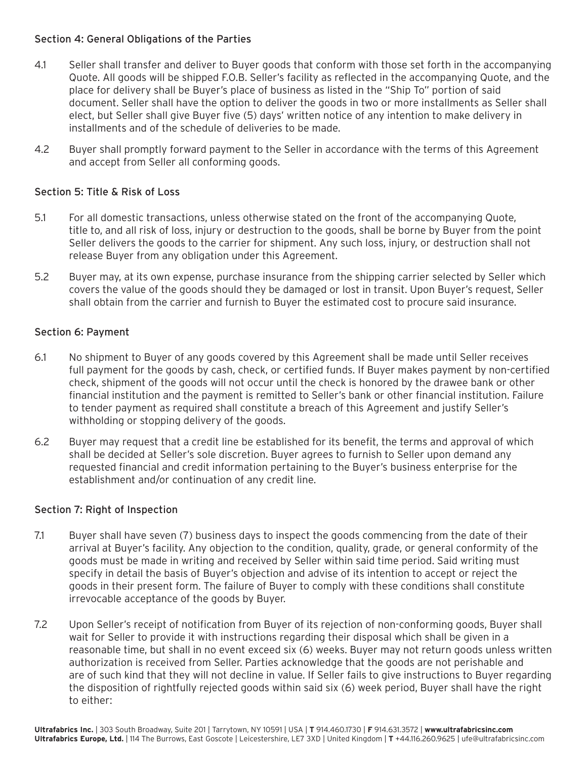## Section 4: General Obligations of the Parties

4.1 Seller shall transfer and deliver to Buyer goods that conform with those set forth in the accompanying Quote. All goods will be shipped F.O.B. Seller's facility as reflected in the accompanying Quote, and the place for delivery shall be Buyer's place of business as listed in the "Ship To" portion of said document. Seller shall have the option to deliver the goods in two or more installments as Seller shall elect, but Seller shall give Buyer five (5) days' written notice of any intention to make delivery in installments and of the schedule of deliveries to be made.

4.2 Buyer shall promptly forward payment to the Seller in accordance with the terms of this Agreement and accept from Seller all conforming goods.

## Section 5: Title & Risk of Loss

5.1 For all domestic transactions, unless otherwise stated on the front of the accompanying Quote, title to, and all risk of loss, injury or destruction to the goods, shall be borne by Buyer from the point Seller delivers the goods to the carrier for shipment. Any such loss, injury, or destruction shall not release Buyer from any obligation under this Agreement.

5.2 Buyer may, at its own expense, purchase insurance from the shipping carrier selected by Seller which covers the value of the goods should they be damaged or lost in transit. Upon Buyer's request, Seller shall obtain from the carrier and furnish to Buyer the estimated cost to procure said insurance.

## Section 6: Payment

6.1 No shipment to Buyer of any goods covered by this Agreement shall be made until Seller receives full payment for the goods by cash, check, or certified funds. If Buyer makes payment by non-certified check, shipment of the goods will not occur until the check is honored by the drawee bank or other financial institution and the payment is remitted to Seller's bank or other financial institution. Failure to tender payment as required shall constitute a breach of this Agreement and justify Seller's withholding or stopping delivery of the goods.

6.2 Buyer may request that a credit line be established for its benefit, the terms and approval of which shall be decided at Seller's sole discretion. Buyer agrees to furnish to Seller upon demand any requested financial and credit information pertaining to the Buyer's business enterprise for the establishment and/or continuation of any credit line.

## Section 7: Right of Inspection

7.1 Buyer shall have seven (7) business days to inspect the goods commencing from the date of their arrival at Buyer's facility. Any objection to the condition, quality, grade, or general conformity of the goods must be made in writing and received by Seller within said time period. Said writing must specify in detail the basis of Buyer's objection and advise of its intention to accept or reject the goods in their present form. The failure of Buyer to comply with these conditions shall constitute irrevocable acceptance of the goods by Buyer.

7.2 Upon Seller's receipt of notification from Buyer of its rejection of non-conforming goods, Buyer shall wait for Seller to provide it with instructions regarding their disposal which shall be given in a reasonable time, but shall in no event exceed six (6) weeks. Buyer may not return goods unless written authorization is received from Seller. Parties acknowledge that the goods are not perishable and are of such kind that they will not decline in value. If Seller fails to give instructions to Buyer regarding the disposition of rightfully rejected goods within said six (6) week period, Buyer shall have the right to either: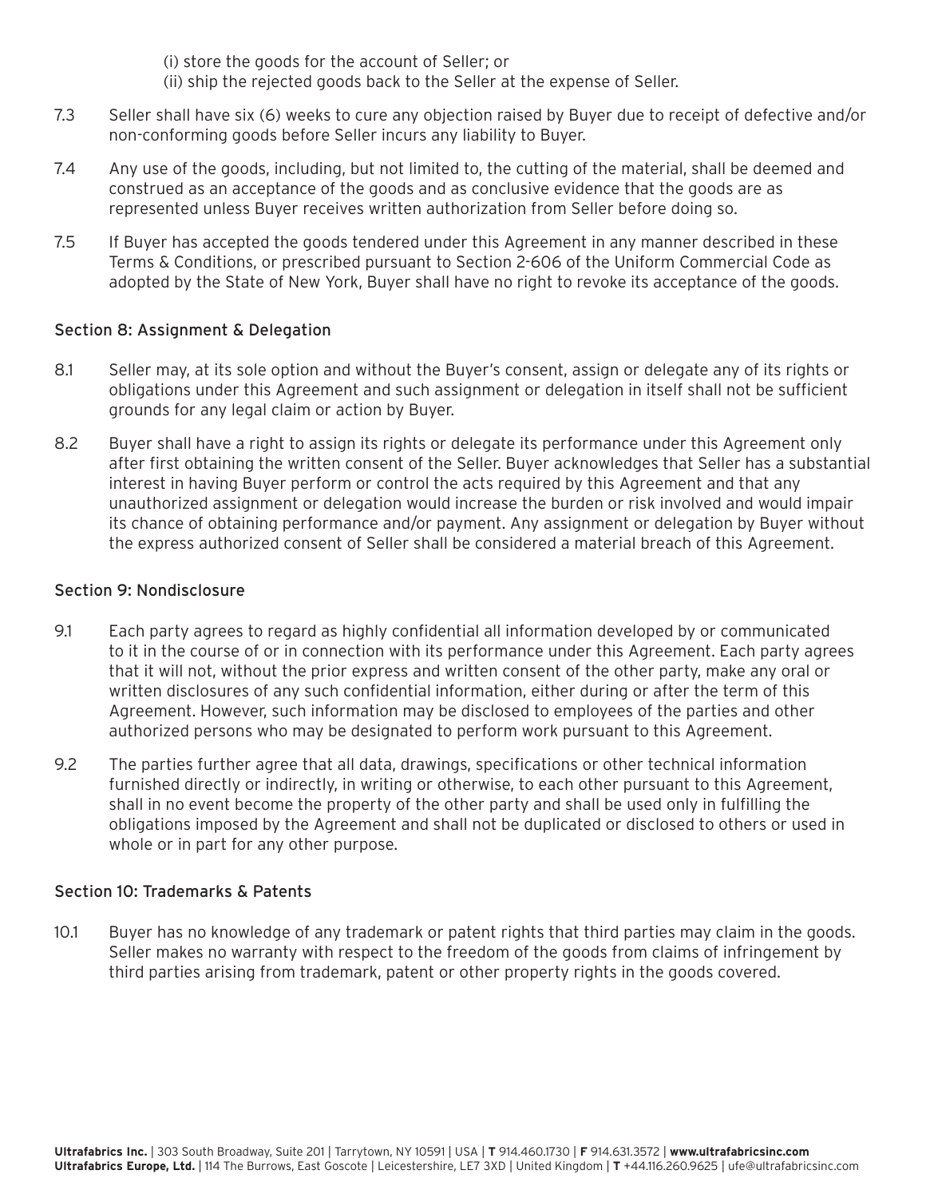(i) store the goods for the account of Seller; or
(ii) ship the rejected goods back to the Seller at the expense of Seller.

7.3 Seller shall have six (6) weeks to cure any objection raised by Buyer due to receipt of defective and/or non-conforming goods before Seller incurs any liability to Buyer.

7.4 Any use of the goods, including, but not limited to, the cutting of the material, shall be deemed and construed as an acceptance of the goods and as conclusive evidence that the goods are as represented unless Buyer receives written authorization from Seller before doing so.

7.5 If Buyer has accepted the goods tendered under this Agreement in any manner described in these Terms & Conditions, or prescribed pursuant to Section 2-606 of the Uniform Commercial Code as adopted by the State of New York, Buyer shall have no right to revoke its acceptance of the goods.

## Section 8: Assignment & Delegation

8.1 Seller may, at its sole option and without the Buyer's consent, assign or delegate any of its rights or obligations under this Agreement and such assignment or delegation in itself shall not be sufficient grounds for any legal claim or action by Buyer.

8.2 Buyer shall have a right to assign its rights or delegate its performance under this Agreement only after first obtaining the written consent of the Seller. Buyer acknowledges that Seller has a substantial interest in having Buyer perform or control the acts required by this Agreement and that any unauthorized assignment or delegation would increase the burden or risk involved and would impair its chance of obtaining performance and/or payment. Any assignment or delegation by Buyer without the express authorized consent of Seller shall be considered a material breach of this Agreement.

## Section 9: Nondisclosure

9.1 Each party agrees to regard as highly confidential all information developed by or communicated to it in the course of or in connection with its performance under this Agreement. Each party agrees that it will not, without the prior express and written consent of the other party, make any oral or written disclosures of any such confidential information, either during or after the term of this Agreement. However, such information may be disclosed to employees of the parties and other authorized persons who may be designated to perform work pursuant to this Agreement.

9.2 The parties further agree that all data, drawings, specifications or other technical information furnished directly or indirectly, in writing or otherwise, to each other pursuant to this Agreement, shall in no event become the property of the other party and shall be used only in fulfilling the obligations imposed by the Agreement and shall not be duplicated or disclosed to others or used in whole or in part for any other purpose.

## Section 10: Trademarks & Patents

10.1 Buyer has no knowledge of any trademark or patent rights that third parties may claim in the goods. Seller makes no warranty with respect to the freedom of the goods from claims of infringement by third parties arising from trademark, patent or other property rights in the goods covered.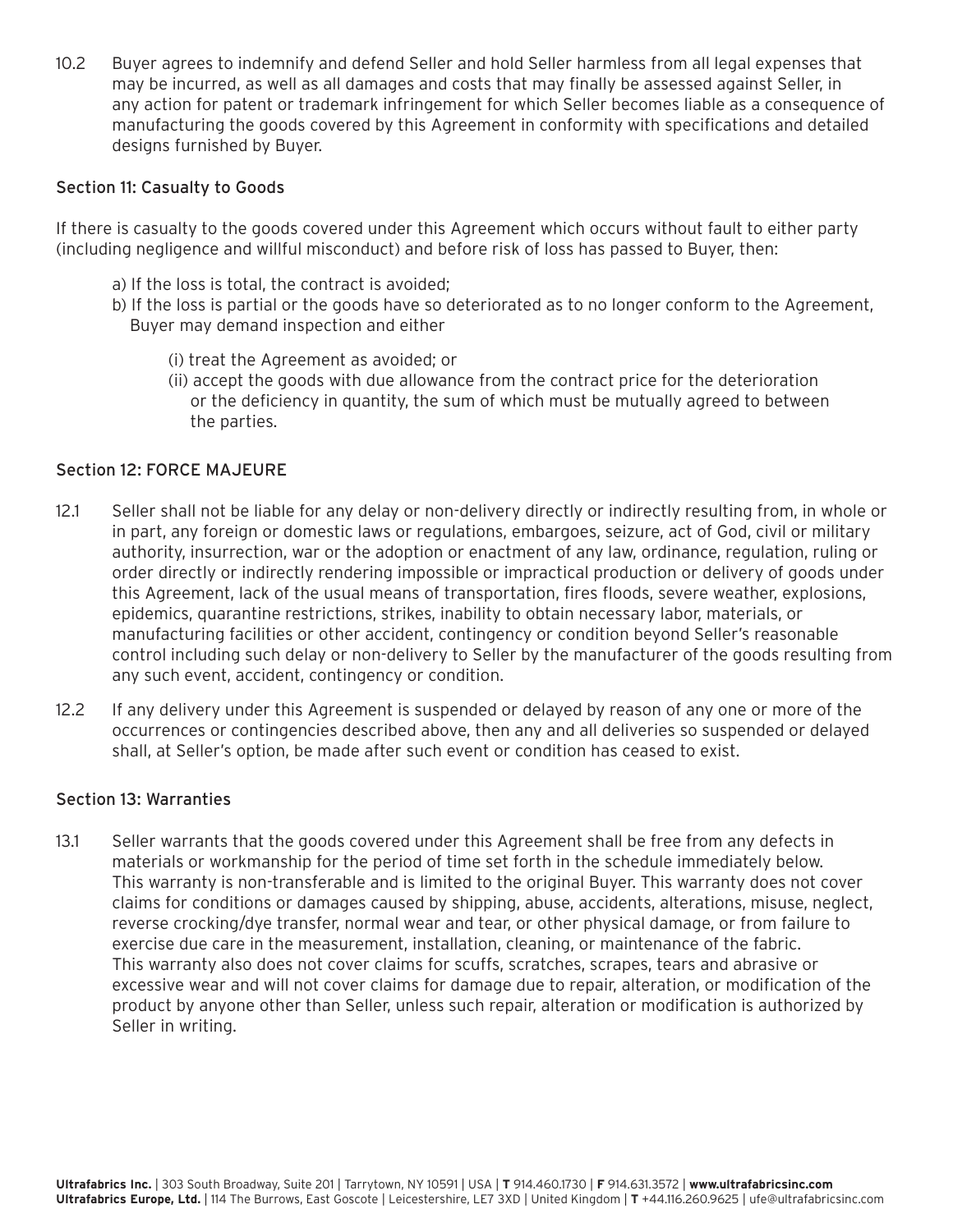10.2 Buyer agrees to indemnify and defend Seller and hold Seller harmless from all legal expenses that may be incurred, as well as all damages and costs that may finally be assessed against Seller, in any action for patent or trademark infringement for which Seller becomes liable as a consequence of manufacturing the goods covered by this Agreement in conformity with specifications and detailed designs furnished by Buyer.

## Section 11: Casualty to Goods

If there is casualty to the goods covered under this Agreement which occurs without fault to either party (including negligence and willful misconduct) and before risk of loss has passed to Buyer, then:

a) If the loss is total, the contract is avoided;

b) If the loss is partial or the goods have so deteriorated as to no longer conform to the Agreement, Buyer may demand inspection and either

   (i) treat the Agreement as avoided; or

   (ii) accept the goods with due allowance from the contract price for the deterioration or the deficiency in quantity, the sum of which must be mutually agreed to between the parties.

## Section 12: FORCE MAJEURE

12.1 Seller shall not be liable for any delay or non-delivery directly or indirectly resulting from, in whole or in part, any foreign or domestic laws or regulations, embargoes, seizure, act of God, civil or military authority, insurrection, war or the adoption or enactment of any law, ordinance, regulation, ruling or order directly or indirectly rendering impossible or impractical production or delivery of goods under this Agreement, lack of the usual means of transportation, fires floods, severe weather, explosions, epidemics, quarantine restrictions, strikes, inability to obtain necessary labor, materials, or manufacturing facilities or other accident, contingency or condition beyond Seller's reasonable control including such delay or non-delivery to Seller by the manufacturer of the goods resulting from any such event, accident, contingency or condition.

12.2 If any delivery under this Agreement is suspended or delayed by reason of any one or more of the occurrences or contingencies described above, then any and all deliveries so suspended or delayed shall, at Seller's option, be made after such event or condition has ceased to exist.

## Section 13: Warranties

13.1 Seller warrants that the goods covered under this Agreement shall be free from any defects in materials or workmanship for the period of time set forth in the schedule immediately below. This warranty is non-transferable and is limited to the original Buyer. This warranty does not cover claims for conditions or damages caused by shipping, abuse, accidents, alterations, misuse, neglect, reverse crocking/dye transfer, normal wear and tear, or other physical damage, or from failure to exercise due care in the measurement, installation, cleaning, or maintenance of the fabric. This warranty also does not cover claims for scuffs, scratches, scrapes, tears and abrasive or excessive wear and will not cover claims for damage due to repair, alteration, or modification of the product by anyone other than Seller, unless such repair, alteration or modification is authorized by Seller in writing.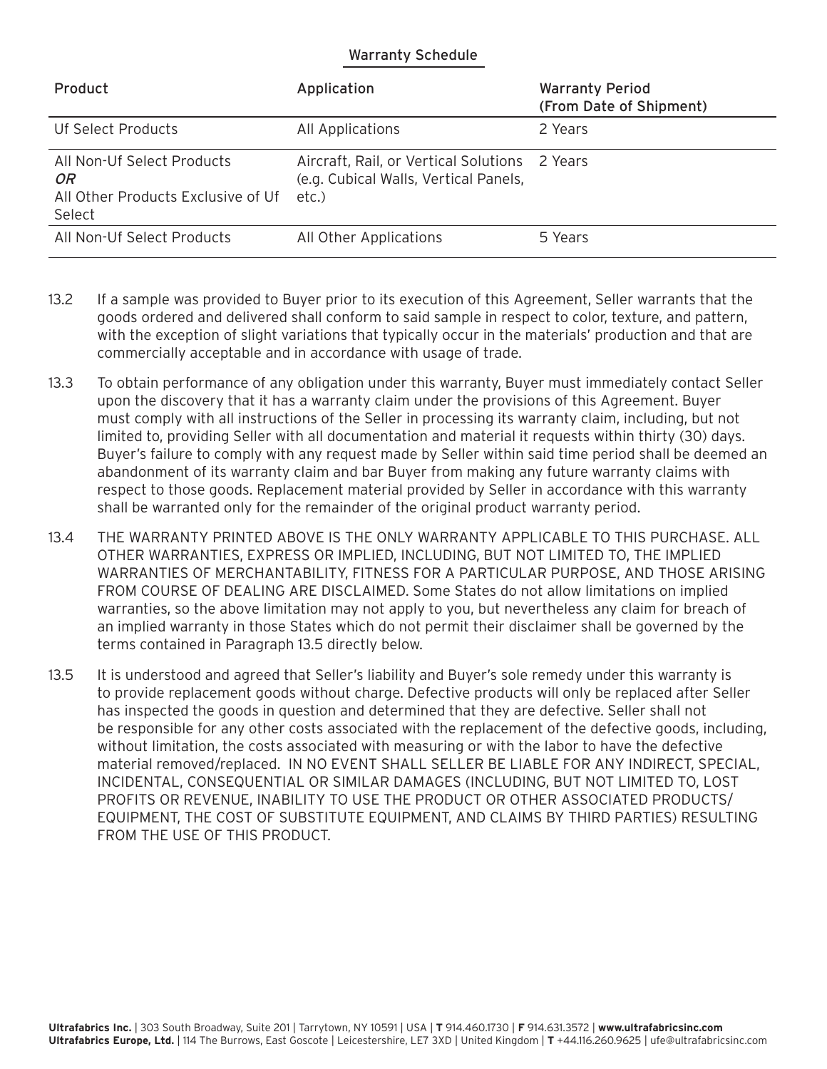## Warranty Schedule

| Product | Application | Warranty Period (From Date of Shipment) |
|---|---|---|
| Uf Select Products | All Applications | 2 Years |
| All Non-Uf Select Products *OR* All Other Products Exclusive of Uf Select | Aircraft, Rail, or Vertical Solutions (e.g. Cubical Walls, Vertical Panels, etc.) | 2 Years |
| All Non-Uf Select Products | All Other Applications | 5 Years |

13.2 If a sample was provided to Buyer prior to its execution of this Agreement, Seller warrants that the goods ordered and delivered shall conform to said sample in respect to color, texture, and pattern, with the exception of slight variations that typically occur in the materials' production and that are commercially acceptable and in accordance with usage of trade.

13.3 To obtain performance of any obligation under this warranty, Buyer must immediately contact Seller upon the discovery that it has a warranty claim under the provisions of this Agreement. Buyer must comply with all instructions of the Seller in processing its warranty claim, including, but not limited to, providing Seller with all documentation and material it requests within thirty (30) days. Buyer's failure to comply with any request made by Seller within said time period shall be deemed an abandonment of its warranty claim and bar Buyer from making any future warranty claims with respect to those goods. Replacement material provided by Seller in accordance with this warranty shall be warranted only for the remainder of the original product warranty period.

13.4 THE WARRANTY PRINTED ABOVE IS THE ONLY WARRANTY APPLICABLE TO THIS PURCHASE. ALL OTHER WARRANTIES, EXPRESS OR IMPLIED, INCLUDING, BUT NOT LIMITED TO, THE IMPLIED WARRANTIES OF MERCHANTABILITY, FITNESS FOR A PARTICULAR PURPOSE, AND THOSE ARISING FROM COURSE OF DEALING ARE DISCLAIMED. Some States do not allow limitations on implied warranties, so the above limitation may not apply to you, but nevertheless any claim for breach of an implied warranty in those States which do not permit their disclaimer shall be governed by the terms contained in Paragraph 13.5 directly below.

13.5 It is understood and agreed that Seller's liability and Buyer's sole remedy under this warranty is to provide replacement goods without charge. Defective products will only be replaced after Seller has inspected the goods in question and determined that they are defective. Seller shall not be responsible for any other costs associated with the replacement of the defective goods, including, without limitation, the costs associated with measuring or with the labor to have the defective material removed/replaced. IN NO EVENT SHALL SELLER BE LIABLE FOR ANY INDIRECT, SPECIAL, INCIDENTAL, CONSEQUENTIAL OR SIMILAR DAMAGES (INCLUDING, BUT NOT LIMITED TO, LOST PROFITS OR REVENUE, INABILITY TO USE THE PRODUCT OR OTHER ASSOCIATED PRODUCTS/ EQUIPMENT, THE COST OF SUBSTITUTE EQUIPMENT, AND CLAIMS BY THIRD PARTIES) RESULTING FROM THE USE OF THIS PRODUCT.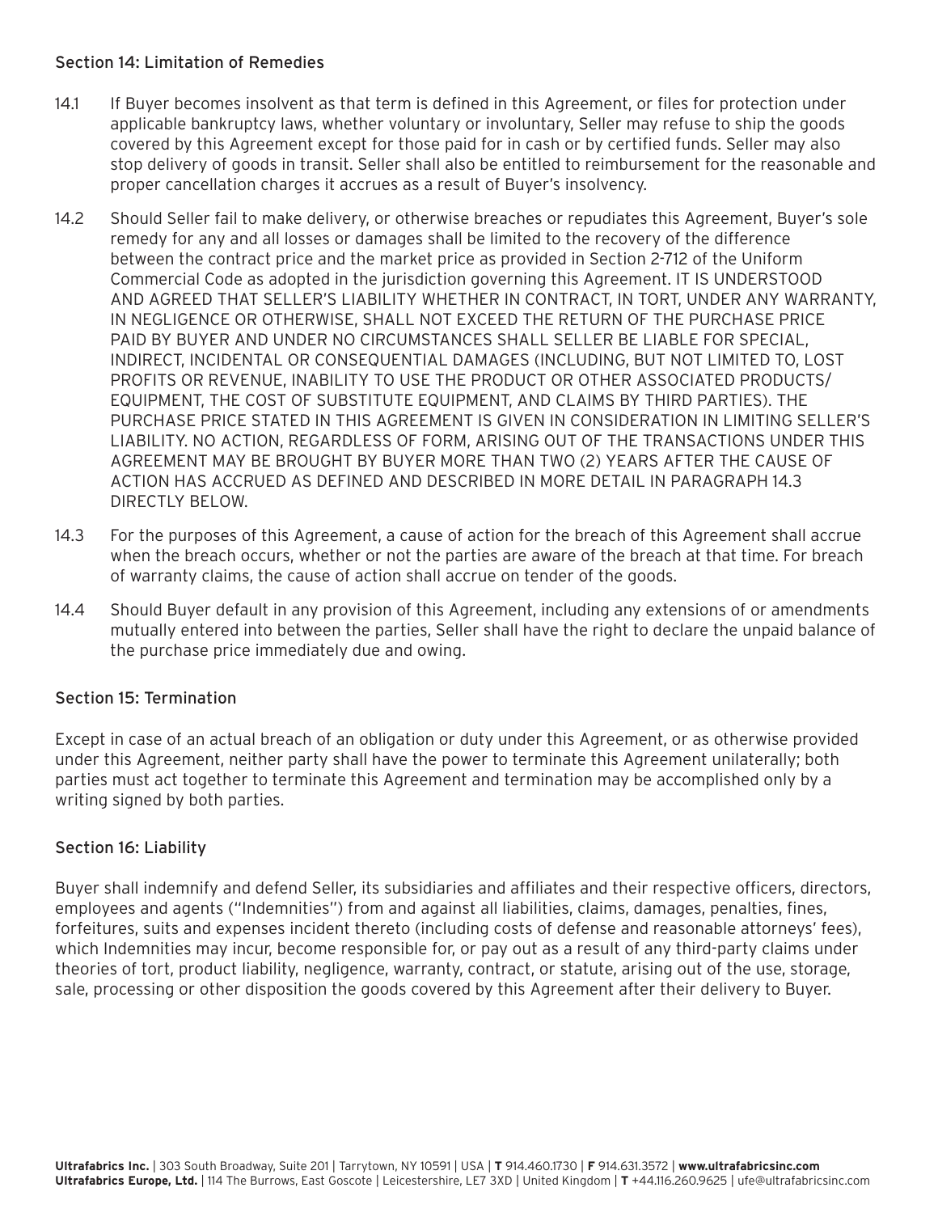## Section 14: Limitation of Remedies

14.1 If Buyer becomes insolvent as that term is defined in this Agreement, or files for protection under applicable bankruptcy laws, whether voluntary or involuntary, Seller may refuse to ship the goods covered by this Agreement except for those paid for in cash or by certified funds. Seller may also stop delivery of goods in transit. Seller shall also be entitled to reimbursement for the reasonable and proper cancellation charges it accrues as a result of Buyer's insolvency.

14.2 Should Seller fail to make delivery, or otherwise breaches or repudiates this Agreement, Buyer's sole remedy for any and all losses or damages shall be limited to the recovery of the difference between the contract price and the market price as provided in Section 2-712 of the Uniform Commercial Code as adopted in the jurisdiction governing this Agreement. IT IS UNDERSTOOD AND AGREED THAT SELLER'S LIABILITY WHETHER IN CONTRACT, IN TORT, UNDER ANY WARRANTY, IN NEGLIGENCE OR OTHERWISE, SHALL NOT EXCEED THE RETURN OF THE PURCHASE PRICE PAID BY BUYER AND UNDER NO CIRCUMSTANCES SHALL SELLER BE LIABLE FOR SPECIAL, INDIRECT, INCIDENTAL OR CONSEQUENTIAL DAMAGES (INCLUDING, BUT NOT LIMITED TO, LOST PROFITS OR REVENUE, INABILITY TO USE THE PRODUCT OR OTHER ASSOCIATED PRODUCTS/ EQUIPMENT, THE COST OF SUBSTITUTE EQUIPMENT, AND CLAIMS BY THIRD PARTIES). THE PURCHASE PRICE STATED IN THIS AGREEMENT IS GIVEN IN CONSIDERATION IN LIMITING SELLER'S LIABILITY. NO ACTION, REGARDLESS OF FORM, ARISING OUT OF THE TRANSACTIONS UNDER THIS AGREEMENT MAY BE BROUGHT BY BUYER MORE THAN TWO (2) YEARS AFTER THE CAUSE OF ACTION HAS ACCRUED AS DEFINED AND DESCRIBED IN MORE DETAIL IN PARAGRAPH 14.3 DIRECTLY BELOW.

14.3 For the purposes of this Agreement, a cause of action for the breach of this Agreement shall accrue when the breach occurs, whether or not the parties are aware of the breach at that time. For breach of warranty claims, the cause of action shall accrue on tender of the goods.

14.4 Should Buyer default in any provision of this Agreement, including any extensions of or amendments mutually entered into between the parties, Seller shall have the right to declare the unpaid balance of the purchase price immediately due and owing.

## Section 15: Termination

Except in case of an actual breach of an obligation or duty under this Agreement, or as otherwise provided under this Agreement, neither party shall have the power to terminate this Agreement unilaterally; both parties must act together to terminate this Agreement and termination may be accomplished only by a writing signed by both parties.

## Section 16: Liability

Buyer shall indemnify and defend Seller, its subsidiaries and affiliates and their respective officers, directors, employees and agents ("Indemnities") from and against all liabilities, claims, damages, penalties, fines, forfeitures, suits and expenses incident thereto (including costs of defense and reasonable attorneys' fees), which Indemnities may incur, become responsible for, or pay out as a result of any third-party claims under theories of tort, product liability, negligence, warranty, contract, or statute, arising out of the use, storage, sale, processing or other disposition the goods covered by this Agreement after their delivery to Buyer.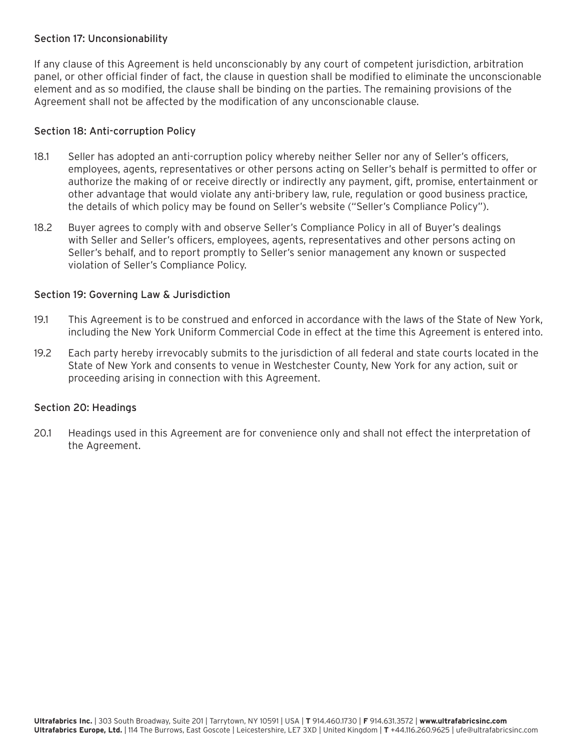### Section 17: Unconsionability

If any clause of this Agreement is held unconscionably by any court of competent jurisdiction, arbitration panel, or other official finder of fact, the clause in question shall be modified to eliminate the unconscionable element and as so modified, the clause shall be binding on the parties. The remaining provisions of the Agreement shall not be affected by the modification of any unconscionable clause.

### Section 18: Anti-corruption Policy

18.1 Seller has adopted an anti-corruption policy whereby neither Seller nor any of Seller's officers, employees, agents, representatives or other persons acting on Seller's behalf is permitted to offer or authorize the making of or receive directly or indirectly any payment, gift, promise, entertainment or other advantage that would violate any anti-bribery law, rule, regulation or good business practice, the details of which policy may be found on Seller's website ("Seller's Compliance Policy").

18.2 Buyer agrees to comply with and observe Seller's Compliance Policy in all of Buyer's dealings with Seller and Seller's officers, employees, agents, representatives and other persons acting on Seller's behalf, and to report promptly to Seller's senior management any known or suspected violation of Seller's Compliance Policy.

### Section 19: Governing Law & Jurisdiction

19.1 This Agreement is to be construed and enforced in accordance with the laws of the State of New York, including the New York Uniform Commercial Code in effect at the time this Agreement is entered into.

19.2 Each party hereby irrevocably submits to the jurisdiction of all federal and state courts located in the State of New York and consents to venue in Westchester County, New York for any action, suit or proceeding arising in connection with this Agreement.

### Section 20: Headings

20.1 Headings used in this Agreement are for convenience only and shall not effect the interpretation of the Agreement.

**Ultrafabrics Inc.** | 303 South Broadway, Suite 201 | Tarrytown, NY 10591 | USA | **T** 914.460.1730 | **F** 914.631.3572 | **www.ultrafabricsinc.com**
**Ultrafabrics Europe, Ltd.** | 114 The Burrows, East Goscote | Leicestershire, LE7 3XD | United Kingdom | **T** +44.116.260.9625 | ufe@ultrafabricsinc.com